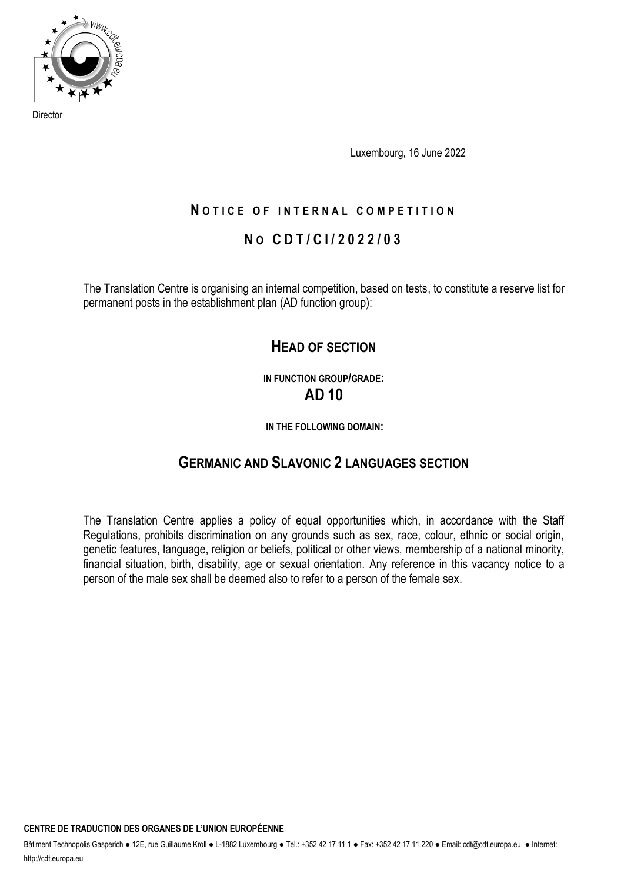Director

Luxembourg, 16 June 2022

# NOTICE OF INTERNAL COMPETITION

# No CDT/CI/2022/03

The Translation Centre is organising an internal competition, based on tests, to constitute a reserve list for permanent posts in the establishment plan (AD function group):

## HEAD OF SECTION

**IN FUNCTION GROUP/GRADE:**

## AD 10

**IN THE FOLLOWING DOMAIN:**

## GERMANIC AND SLAVONIC 2 LANGUAGES SECTION

The Translation Centre applies a policy of equal opportunities which, in accordance with the Staff Regulations, prohibits discrimination on any grounds such as sex, race, colour, ethnic or social origin, genetic features, language, religion or beliefs, political or other views, membership of a national minority, financial situation, birth, disability, age or sexual orientation. Any reference in this vacancy notice to a person of the male sex shall be deemed also to refer to a person of the female sex.

**CENTRE DE TRADUCTION DES ORGANES DE L'UNION EUROPÉENNE**

Bâtiment Technopolis Gasperich ● 12E, rue Guillaume Kroll ● L-1882 Luxembourg ● Tel.: +352 42 17 11 1 ● Fax: +352 42 17 11 220 ● Email: cdt@cdt.europa.eu ● Internet: http://cdt.europa.eu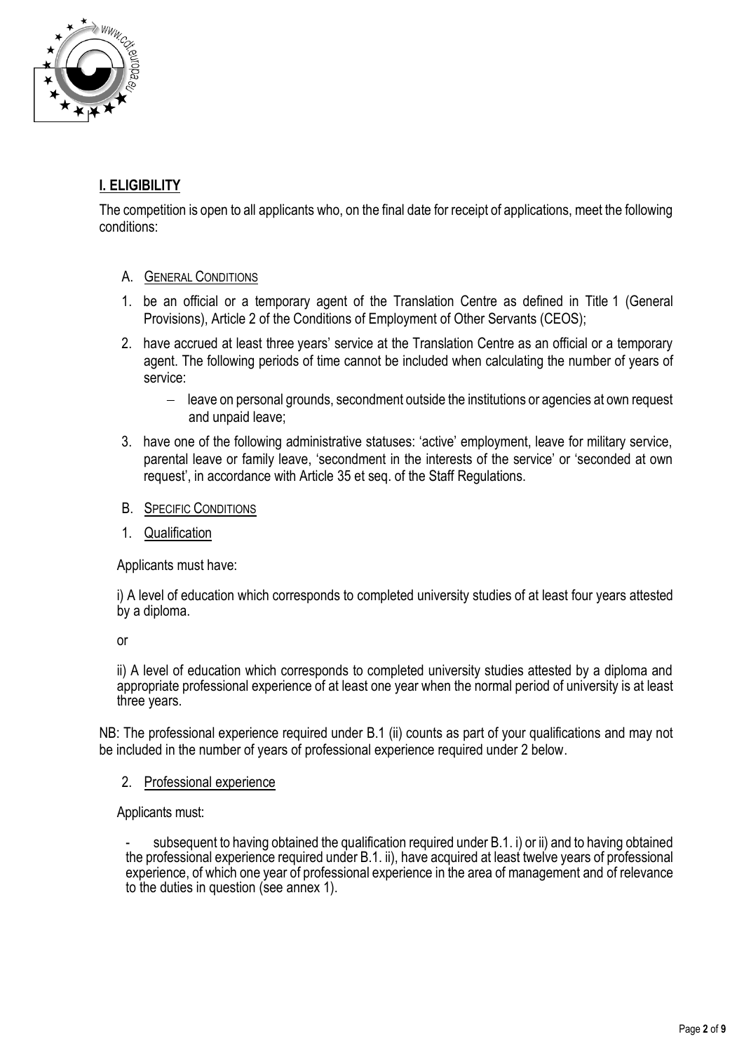## I. ELIGIBILITY

The competition is open to all applicants who, on the final date for receipt of applications, meet the following conditions:

A. GENERAL CONDITIONS

1. be an official or a temporary agent of the Translation Centre as defined in Title 1 (General Provisions), Article 2 of the Conditions of Employment of Other Servants (CEOS);
2. have accrued at least three years' service at the Translation Centre as an official or a temporary agent. The following periods of time cannot be included when calculating the number of years of service:
   - leave on personal grounds, secondment outside the institutions or agencies at own request and unpaid leave;
3. have one of the following administrative statuses: 'active' employment, leave for military service, parental leave or family leave, 'secondment in the interests of the service' or 'seconded at own request', in accordance with Article 35 et seq. of the Staff Regulations.

B. SPECIFIC CONDITIONS

1. Qualification

Applicants must have:

i) A level of education which corresponds to completed university studies of at least four years attested by a diploma.

or

ii) A level of education which corresponds to completed university studies attested by a diploma and appropriate professional experience of at least one year when the normal period of university is at least three years.

NB: The professional experience required under B.1 (ii) counts as part of your qualifications and may not be included in the number of years of professional experience required under 2 below.

2. Professional experience

Applicants must:

- subsequent to having obtained the qualification required under B.1. i) or ii) and to having obtained the professional experience required under B.1. ii), have acquired at least twelve years of professional experience, of which one year of professional experience in the area of management and of relevance to the duties in question (see annex 1).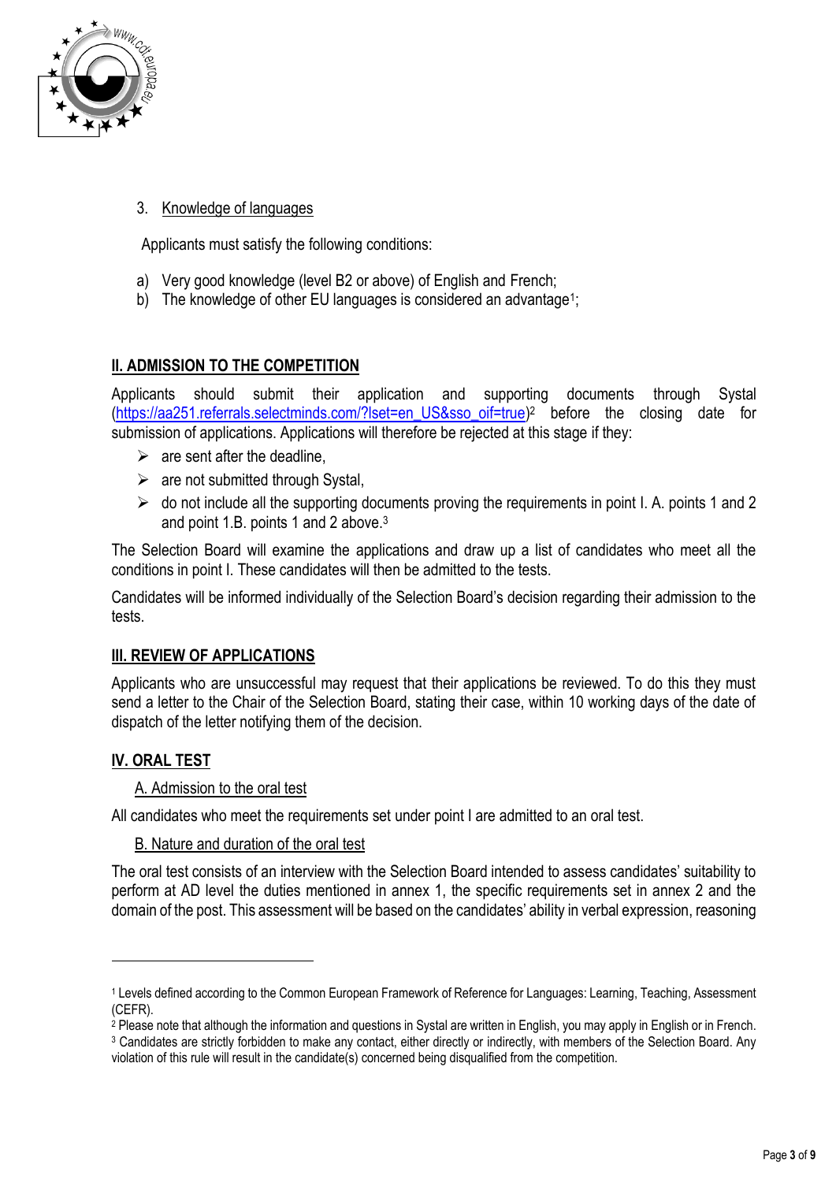3. Knowledge of languages

Applicants must satisfy the following conditions:

a) Very good knowledge (level B2 or above) of English and French;
b) The knowledge of other EU languages is considered an advantage[1];

## II. ADMISSION TO THE COMPETITION

Applicants should submit their application and supporting documents through Systal (https://aa251.referrals.selectminds.com/?lset=en_US&sso_oif=true)[2] before the closing date for submission of applications. Applications will therefore be rejected at this stage if they:

- are sent after the deadline,
- are not submitted through Systal,
- do not include all the supporting documents proving the requirements in point I. A. points 1 and 2 and point 1.B. points 1 and 2 above.[3]

The Selection Board will examine the applications and draw up a list of candidates who meet all the conditions in point I. These candidates will then be admitted to the tests.

Candidates will be informed individually of the Selection Board's decision regarding their admission to the tests.

## III. REVIEW OF APPLICATIONS

Applicants who are unsuccessful may request that their applications be reviewed. To do this they must send a letter to the Chair of the Selection Board, stating their case, within 10 working days of the date of dispatch of the letter notifying them of the decision.

## IV. ORAL TEST

### A. Admission to the oral test

All candidates who meet the requirements set under point I are admitted to an oral test.

### B. Nature and duration of the oral test

The oral test consists of an interview with the Selection Board intended to assess candidates' suitability to perform at AD level the duties mentioned in annex 1, the specific requirements set in annex 2 and the domain of the post. This assessment will be based on the candidates' ability in verbal expression, reasoning

---

[1] Levels defined according to the Common European Framework of Reference for Languages: Learning, Teaching, Assessment (CEFR).

[2] Please note that although the information and questions in Systal are written in English, you may apply in English or in French.

[3] Candidates are strictly forbidden to make any contact, either directly or indirectly, with members of the Selection Board. Any violation of this rule will result in the candidate(s) concerned being disqualified from the competition.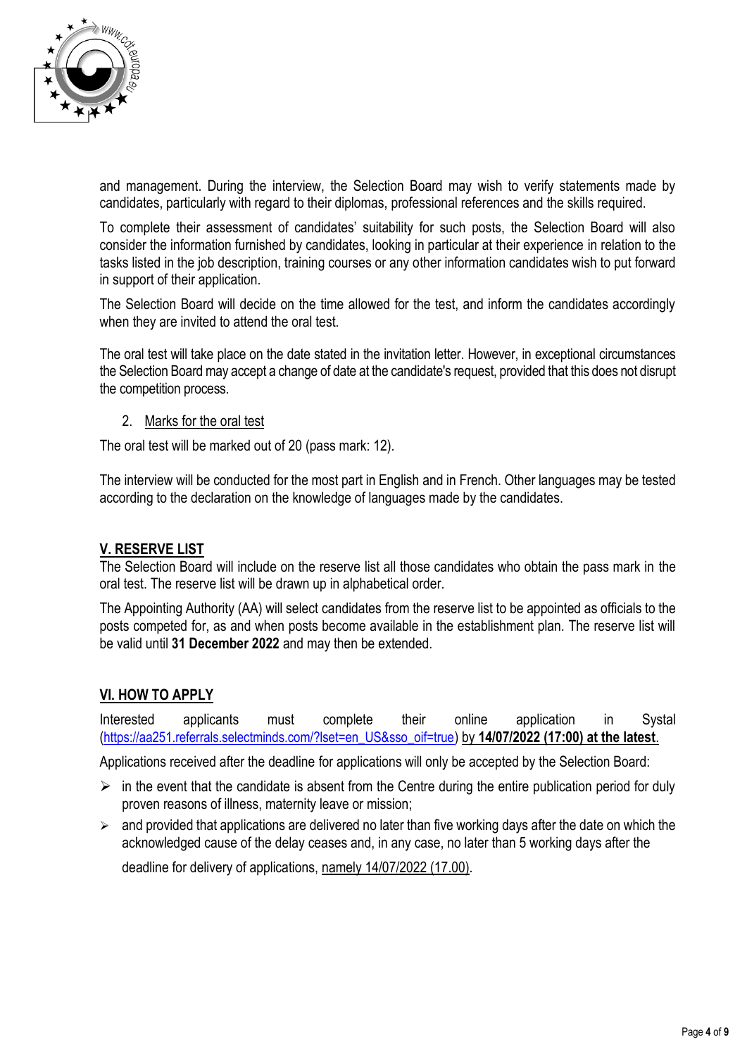and management. During the interview, the Selection Board may wish to verify statements made by candidates, particularly with regard to their diplomas, professional references and the skills required.

To complete their assessment of candidates' suitability for such posts, the Selection Board will also consider the information furnished by candidates, looking in particular at their experience in relation to the tasks listed in the job description, training courses or any other information candidates wish to put forward in support of their application.

The Selection Board will decide on the time allowed for the test, and inform the candidates accordingly when they are invited to attend the oral test.

The oral test will take place on the date stated in the invitation letter. However, in exceptional circumstances the Selection Board may accept a change of date at the candidate's request, provided that this does not disrupt the competition process.

2. Marks for the oral test

The oral test will be marked out of 20 (pass mark: 12).

The interview will be conducted for the most part in English and in French. Other languages may be tested according to the declaration on the knowledge of languages made by the candidates.

## V. RESERVE LIST

The Selection Board will include on the reserve list all those candidates who obtain the pass mark in the oral test. The reserve list will be drawn up in alphabetical order.

The Appointing Authority (AA) will select candidates from the reserve list to be appointed as officials to the posts competed for, as and when posts become available in the establishment plan. The reserve list will be valid until **31 December 2022** and may then be extended.

## VI. HOW TO APPLY

Interested applicants must complete their online application in Systal (https://aa251.referrals.selectminds.com/?lset=en_US&sso_oif=true) by **14/07/2022 (17:00) at the latest**.

Applications received after the deadline for applications will only be accepted by the Selection Board:

- in the event that the candidate is absent from the Centre during the entire publication period for duly proven reasons of illness, maternity leave or mission;
- and provided that applications are delivered no later than five working days after the date on which the acknowledged cause of the delay ceases and, in any case, no later than 5 working days after the deadline for delivery of applications, namely 14/07/2022 (17.00).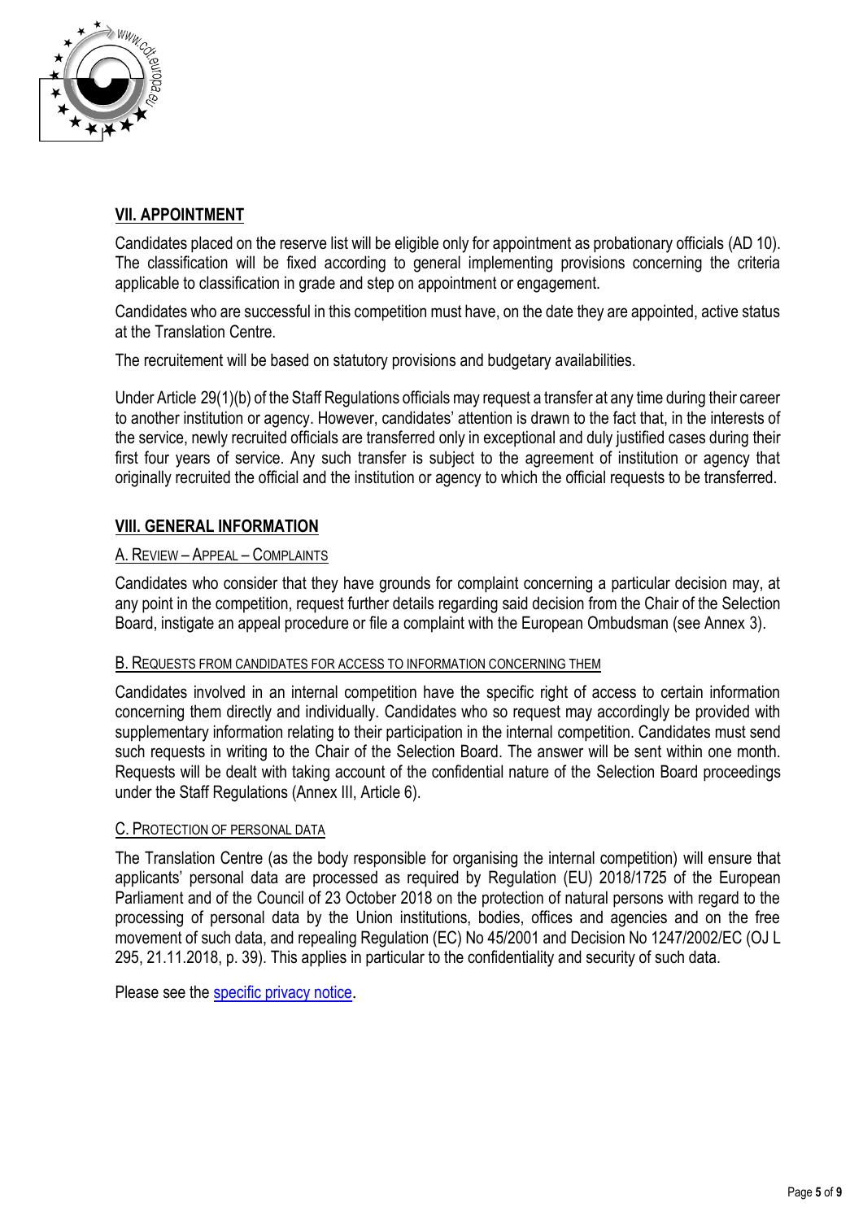## VII. APPOINTMENT

Candidates placed on the reserve list will be eligible only for appointment as probationary officials (AD 10). The classification will be fixed according to general implementing provisions concerning the criteria applicable to classification in grade and step on appointment or engagement.

Candidates who are successful in this competition must have, on the date they are appointed, active status at the Translation Centre.

The recruitement will be based on statutory provisions and budgetary availabilities.

Under Article 29(1)(b) of the Staff Regulations officials may request a transfer at any time during their career to another institution or agency. However, candidates' attention is drawn to the fact that, in the interests of the service, newly recruited officials are transferred only in exceptional and duly justified cases during their first four years of service. Any such transfer is subject to the agreement of institution or agency that originally recruited the official and the institution or agency to which the official requests to be transferred.

## VIII. GENERAL INFORMATION

### A. Review – Appeal – Complaints

Candidates who consider that they have grounds for complaint concerning a particular decision may, at any point in the competition, request further details regarding said decision from the Chair of the Selection Board, instigate an appeal procedure or file a complaint with the European Ombudsman (see Annex 3).

### B. Requests from candidates for access to information concerning them

Candidates involved in an internal competition have the specific right of access to certain information concerning them directly and individually. Candidates who so request may accordingly be provided with supplementary information relating to their participation in the internal competition. Candidates must send such requests in writing to the Chair of the Selection Board. The answer will be sent within one month. Requests will be dealt with taking account of the confidential nature of the Selection Board proceedings under the Staff Regulations (Annex III, Article 6).

### C. Protection of personal data

The Translation Centre (as the body responsible for organising the internal competition) will ensure that applicants' personal data are processed as required by Regulation (EU) 2018/1725 of the European Parliament and of the Council of 23 October 2018 on the protection of natural persons with regard to the processing of personal data by the Union institutions, bodies, offices and agencies and on the free movement of such data, and repealing Regulation (EC) No 45/2001 and Decision No 1247/2002/EC (OJ L 295, 21.11.2018, p. 39). This applies in particular to the confidentiality and security of such data.

Please see the specific privacy notice.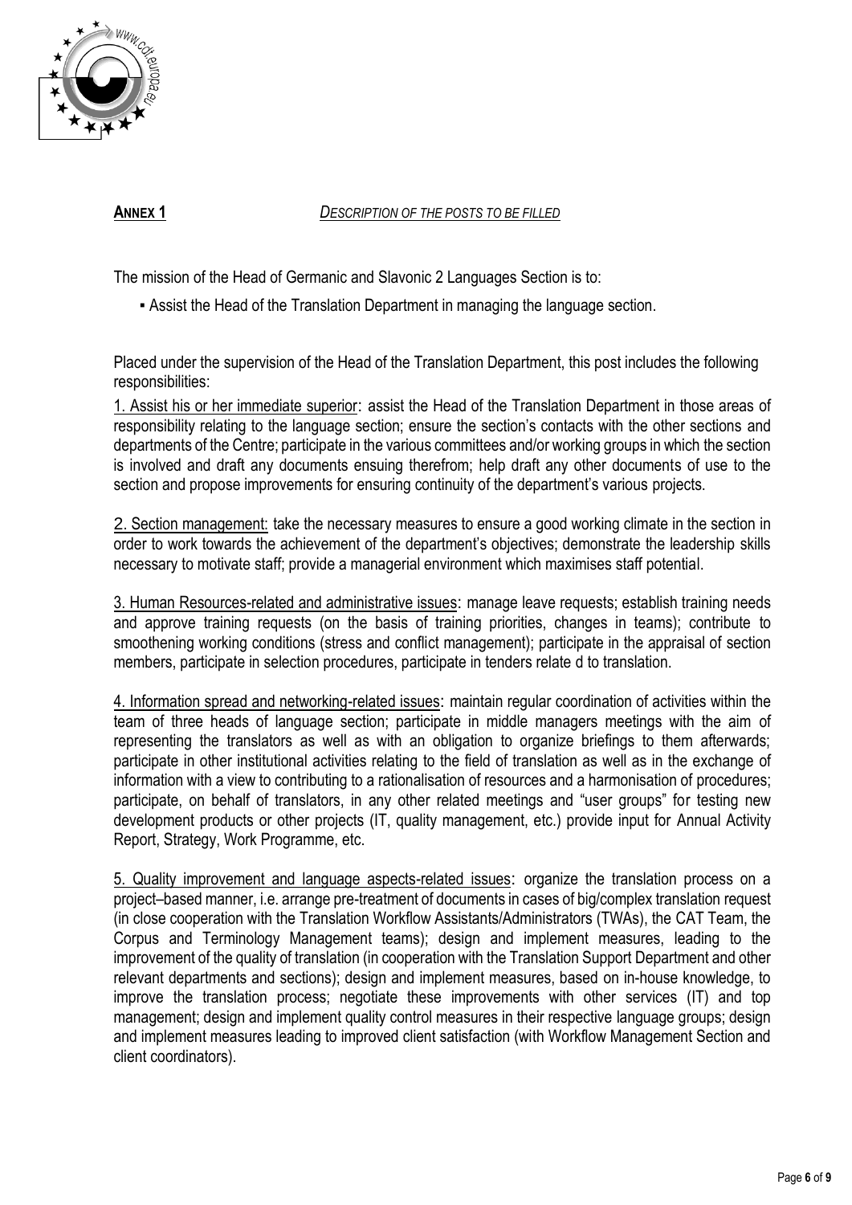**ANNEX 1** *DESCRIPTION OF THE POSTS TO BE FILLED*

The mission of the Head of Germanic and Slavonic 2 Languages Section is to:

- Assist the Head of the Translation Department in managing the language section.

Placed under the supervision of the Head of the Translation Department, this post includes the following responsibilities:

1. Assist his or her immediate superior: assist the Head of the Translation Department in those areas of responsibility relating to the language section; ensure the section's contacts with the other sections and departments of the Centre; participate in the various committees and/or working groups in which the section is involved and draft any documents ensuing therefrom; help draft any other documents of use to the section and propose improvements for ensuring continuity of the department's various projects.

2. Section management: take the necessary measures to ensure a good working climate in the section in order to work towards the achievement of the department's objectives; demonstrate the leadership skills necessary to motivate staff; provide a managerial environment which maximises staff potential.

3. Human Resources-related and administrative issues: manage leave requests; establish training needs and approve training requests (on the basis of training priorities, changes in teams); contribute to smoothening working conditions (stress and conflict management); participate in the appraisal of section members, participate in selection procedures, participate in tenders relate d to translation.

4. Information spread and networking-related issues: maintain regular coordination of activities within the team of three heads of language section; participate in middle managers meetings with the aim of representing the translators as well as with an obligation to organize briefings to them afterwards; participate in other institutional activities relating to the field of translation as well as in the exchange of information with a view to contributing to a rationalisation of resources and a harmonisation of procedures; participate, on behalf of translators, in any other related meetings and "user groups" for testing new development products or other projects (IT, quality management, etc.) provide input for Annual Activity Report, Strategy, Work Programme, etc.

5. Quality improvement and language aspects-related issues: organize the translation process on a project–based manner, i.e. arrange pre-treatment of documents in cases of big/complex translation request (in close cooperation with the Translation Workflow Assistants/Administrators (TWAs), the CAT Team, the Corpus and Terminology Management teams); design and implement measures, leading to the improvement of the quality of translation (in cooperation with the Translation Support Department and other relevant departments and sections); design and implement measures, based on in-house knowledge, to improve the translation process; negotiate these improvements with other services (IT) and top management; design and implement quality control measures in their respective language groups; design and implement measures leading to improved client satisfaction (with Workflow Management Section and client coordinators).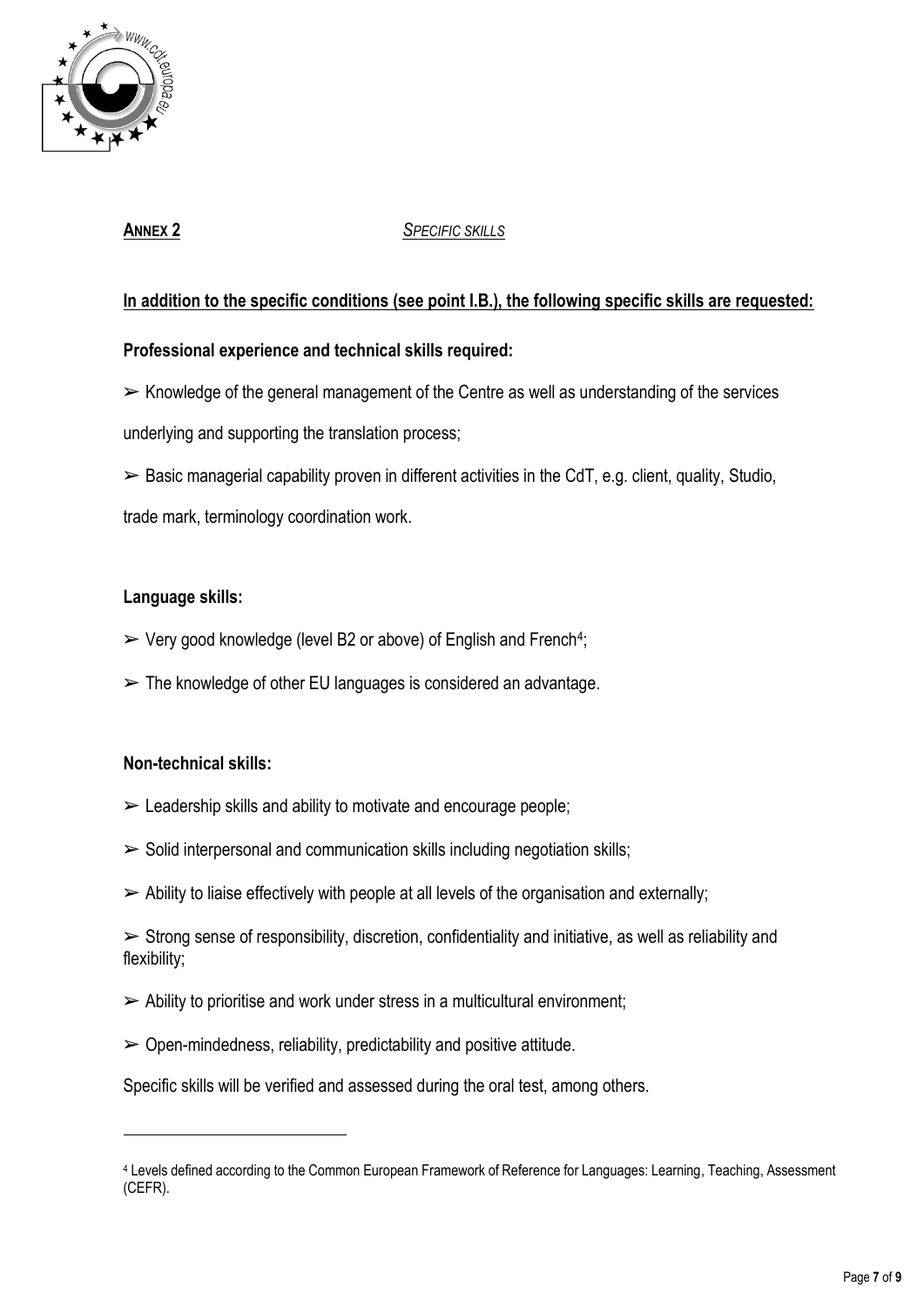## ANNEX 2 *SPECIFIC SKILLS*

**In addition to the specific conditions (see point I.B.), the following specific skills are requested:**

**Professional experience and technical skills required:**

- ➢ Knowledge of the general management of the Centre as well as understanding of the services underlying and supporting the translation process;
- ➢ Basic managerial capability proven in different activities in the CdT, e.g. client, quality, Studio, trade mark, terminology coordination work.

**Language skills:**

- ➢ Very good knowledge (level B2 or above) of English and French[4];
- ➢ The knowledge of other EU languages is considered an advantage.

**Non-technical skills:**

- ➢ Leadership skills and ability to motivate and encourage people;
- ➢ Solid interpersonal and communication skills including negotiation skills;
- ➢ Ability to liaise effectively with people at all levels of the organisation and externally;
- ➢ Strong sense of responsibility, discretion, confidentiality and initiative, as well as reliability and flexibility;
- ➢ Ability to prioritise and work under stress in a multicultural environment;
- ➢ Open-mindedness, reliability, predictability and positive attitude.

Specific skills will be verified and assessed during the oral test, among others.

---

[4] Levels defined according to the Common European Framework of Reference for Languages: Learning, Teaching, Assessment (CEFR).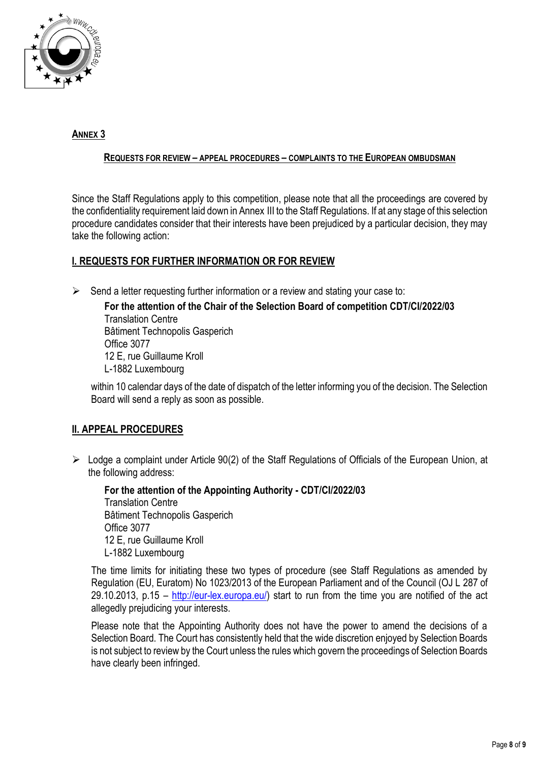## ANNEX 3

### REQUESTS FOR REVIEW – APPEAL PROCEDURES – COMPLAINTS TO THE EUROPEAN OMBUDSMAN

Since the Staff Regulations apply to this competition, please note that all the proceedings are covered by the confidentiality requirement laid down in Annex III to the Staff Regulations. If at any stage of this selection procedure candidates consider that their interests have been prejudiced by a particular decision, they may take the following action:

### I. REQUESTS FOR FURTHER INFORMATION OR FOR REVIEW

- Send a letter requesting further information or a review and stating your case to:

  **For the attention of the Chair of the Selection Board of competition CDT/CI/2022/03**
  Translation Centre
  Bâtiment Technopolis Gasperich
  Office 3077
  12 E, rue Guillaume Kroll
  L-1882 Luxembourg

  within 10 calendar days of the date of dispatch of the letter informing you of the decision. The Selection Board will send a reply as soon as possible.

### II. APPEAL PROCEDURES

- Lodge a complaint under Article 90(2) of the Staff Regulations of Officials of the European Union, at the following address:

  **For the attention of the Appointing Authority - CDT/CI/2022/03**
  Translation Centre
  Bâtiment Technopolis Gasperich
  Office 3077
  12 E, rue Guillaume Kroll
  L-1882 Luxembourg

  The time limits for initiating these two types of procedure (see Staff Regulations as amended by Regulation (EU, Euratom) No 1023/2013 of the European Parliament and of the Council (OJ L 287 of 29.10.2013, p.15 – http://eur-lex.europa.eu/) start to run from the time you are notified of the act allegedly prejudicing your interests.

  Please note that the Appointing Authority does not have the power to amend the decisions of a Selection Board. The Court has consistently held that the wide discretion enjoyed by Selection Boards is not subject to review by the Court unless the rules which govern the proceedings of Selection Boards have clearly been infringed.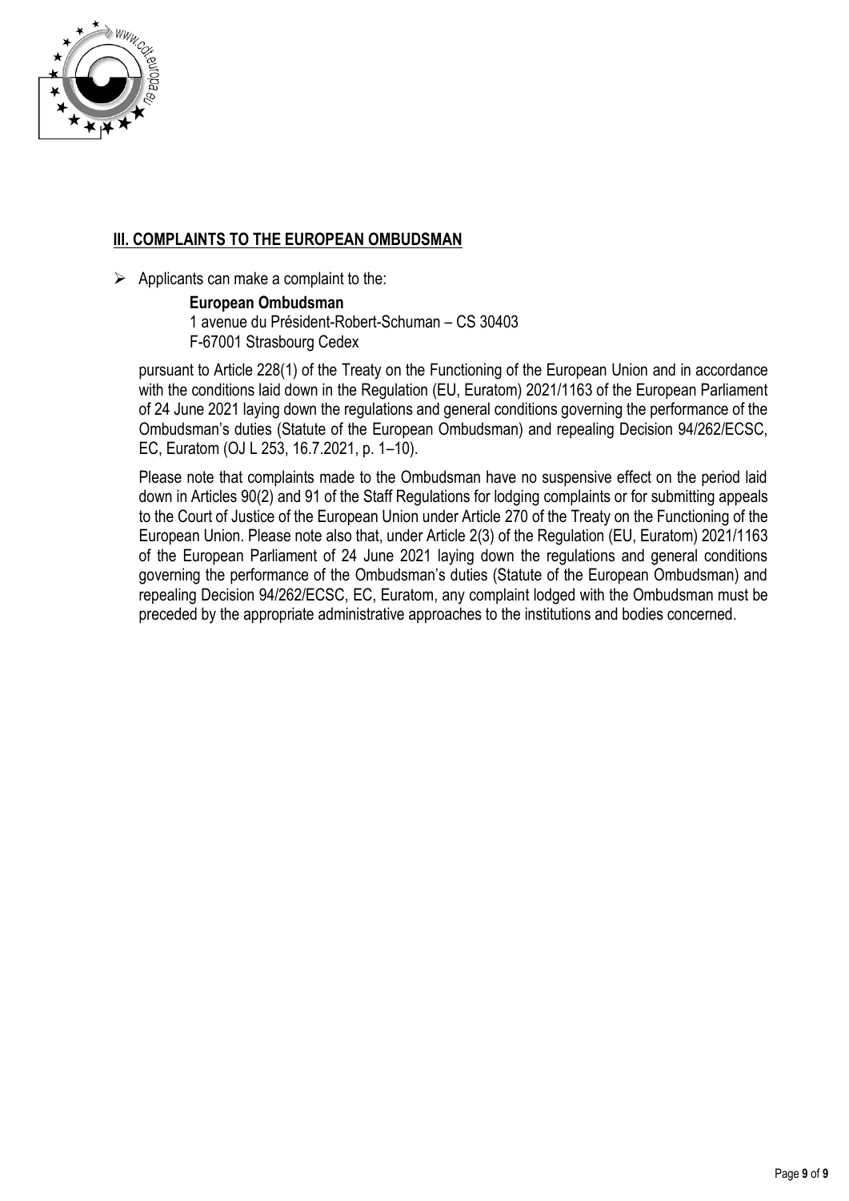## III. COMPLAINTS TO THE EUROPEAN OMBUDSMAN

- Applicants can make a complaint to the:

  **European Ombudsman**
  1 avenue du Président-Robert-Schuman – CS 30403
  F-67001 Strasbourg Cedex

  pursuant to Article 228(1) of the Treaty on the Functioning of the European Union and in accordance with the conditions laid down in the Regulation (EU, Euratom) 2021/1163 of the European Parliament of 24 June 2021 laying down the regulations and general conditions governing the performance of the Ombudsman's duties (Statute of the European Ombudsman) and repealing Decision 94/262/ECSC, EC, Euratom (OJ L 253, 16.7.2021, p. 1–10).

  Please note that complaints made to the Ombudsman have no suspensive effect on the period laid down in Articles 90(2) and 91 of the Staff Regulations for lodging complaints or for submitting appeals to the Court of Justice of the European Union under Article 270 of the Treaty on the Functioning of the European Union. Please note also that, under Article 2(3) of the Regulation (EU, Euratom) 2021/1163 of the European Parliament of 24 June 2021 laying down the regulations and general conditions governing the performance of the Ombudsman's duties (Statute of the European Ombudsman) and repealing Decision 94/262/ECSC, EC, Euratom, any complaint lodged with the Ombudsman must be preceded by the appropriate administrative approaches to the institutions and bodies concerned.